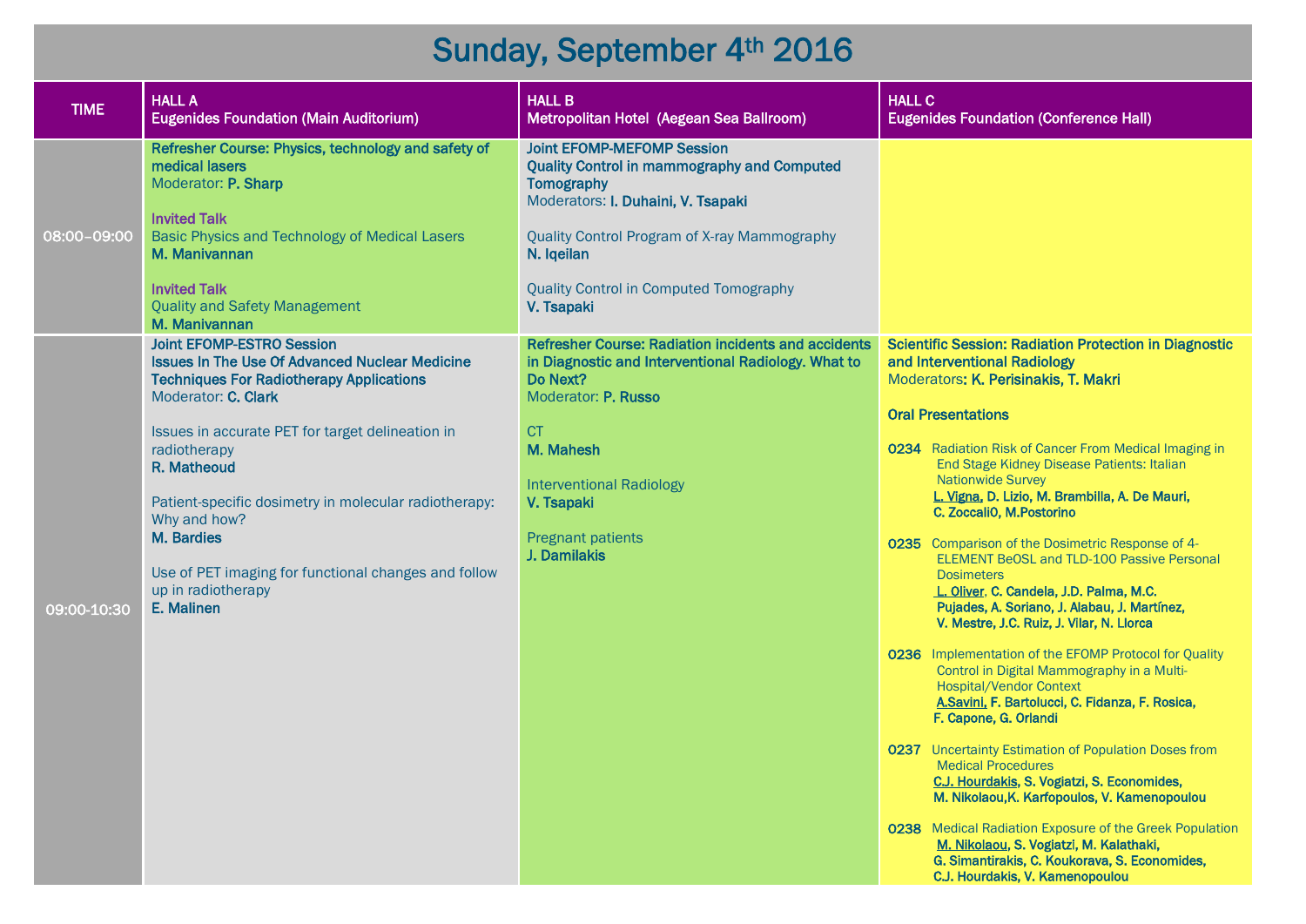# Sunday, September 4th 2016

| TIME | HALL A<br>Eugenides Foundation (Main Auditorium) | HALL B<br>Metropolitan Hotel (Aegean Sea Ballroom) | HALL C<br>Eugenides Foundation (Conference Hall) |
| --- | --- | --- | --- |
| 08:00–09:00 | **Refresher Course: Physics, technology and safety of medical lasers**<br>Moderator: **P. Sharp**<br><br>Invited Talk<br>Basic Physics and Technology of Medical Lasers<br>**M. Manivannan**<br><br>Invited Talk<br>Quality and Safety Management<br>**M. Manivannan** | **Joint EFOMP-MEFOMP Session**<br>**Quality Control in mammography and Computed Tomography**<br>Moderators: **I. Duhaini, V. Tsapaki**<br><br>Quality Control Program of X-ray Mammography<br>**N. Iqeilan**<br><br>Quality Control in Computed Tomography<br>**V. Tsapaki** | |
| 09:00-10:30 | **Joint EFOMP-ESTRO Session**<br>**Issues In The Use Of Advanced Nuclear Medicine Techniques For Radiotherapy Applications**<br>Moderator: **C. Clark**<br><br>Issues in accurate PET for target delineation in radiotherapy<br>**R. Matheoud**<br><br>Patient-specific dosimetry in molecular radiotherapy: Why and how?<br>**M. Bardies**<br><br>Use of PET imaging for functional changes and follow up in radiotherapy<br>**E. Malinen** | **Refresher Course: Radiation incidents and accidents in Diagnostic and Interventional Radiology. What to Do Next?**<br>Moderator: **P. Russo**<br><br>CT<br>**M. Mahesh**<br><br>Interventional Radiology<br>**V. Tsapaki**<br><br>Pregnant patients<br>**J. Damilakis** | **Scientific Session: Radiation Protection in Diagnostic and Interventional Radiology**<br>Moderators: **K. Perisinakis, T. Makri**<br><br>**Oral Presentations**<br><br>**O234** Radiation Risk of Cancer From Medical Imaging in End Stage Kidney Disease Patients: Italian Nationwide Survey<br>**L. Vigna, D. Lizio, M. Brambilla, A. De Mauri, C. Zoccali0, M.Postorino**<br><br>**O235** Comparison of the Dosimetric Response of 4-ELEMENT BeOSL and TLD-100 Passive Personal Dosimeters<br>**L. Oliver, C. Candela, J.D. Palma, M.C. Pujades, A. Soriano, J. Alabau, J. Martínez, V. Mestre, J.C. Ruiz, J. Vilar, N. Llorca**<br><br>**O236** Implementation of the EFOMP Protocol for Quality Control in Digital Mammography in a Multi-Hospital/Vendor Context<br>**A.Savini, F. Bartolucci, C. Fidanza, F. Rosica, F. Capone, G. Orlandi**<br><br>**O237** Uncertainty Estimation of Population Doses from Medical Procedures<br>**C.J. Hourdakis, S. Vogiatzi, S. Economides, M. Nikolaou,K. Karfopoulos, V. Kamenopoulou**<br><br>**O238** Medical Radiation Exposure of the Greek Population<br>**M. Nikolaou, S. Vogiatzi, M. Kalathaki, G. Simantirakis, C. Koukorava, S. Economides, C.J. Hourdakis, V. Kamenopoulou** |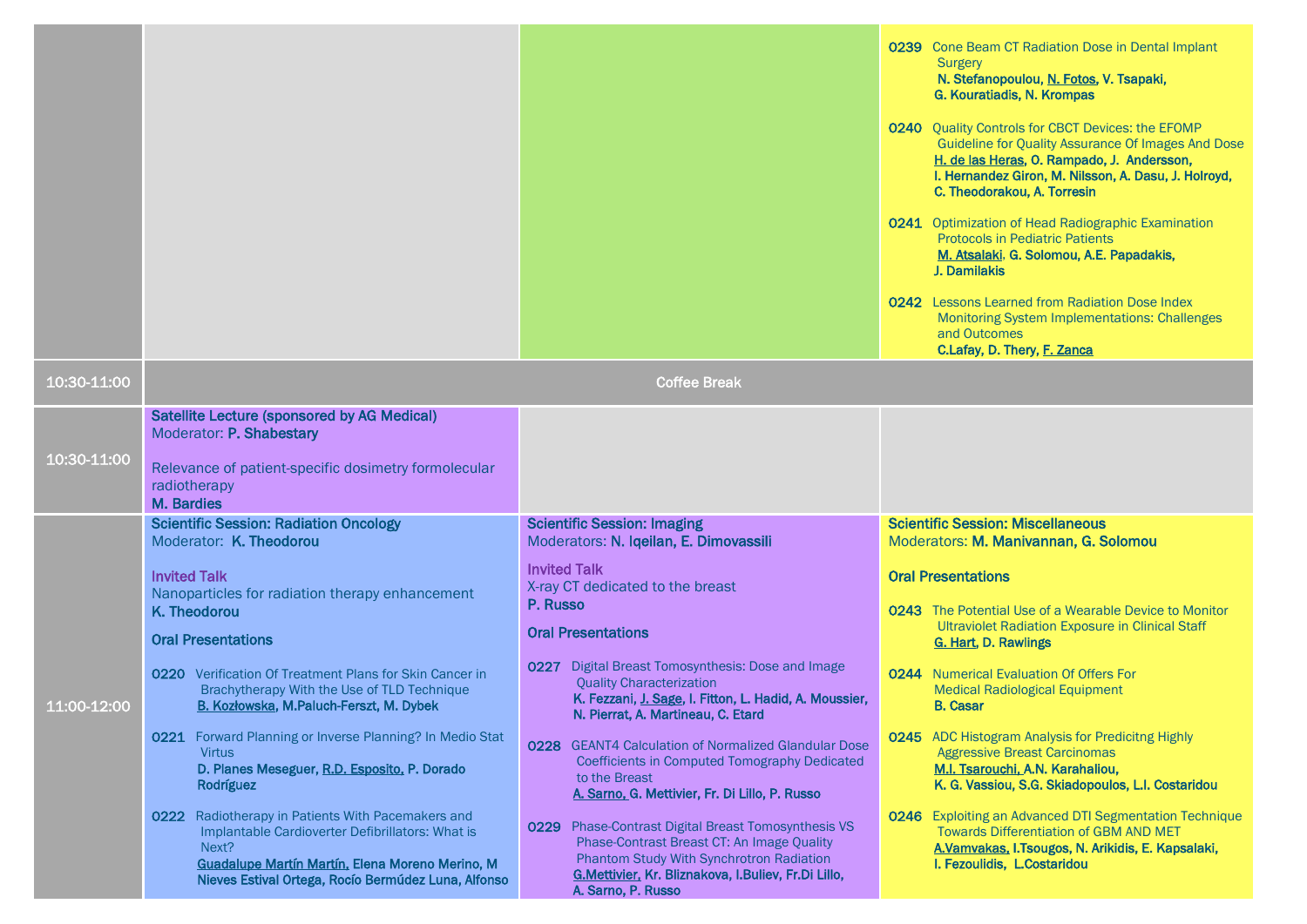| | | | |
|---|---|---|---|
| | | | **O239** Cone Beam CT Radiation Dose in Dental Implant Surgery **N. Stefanopoulou, N. Fotos, V. Tsapaki, G. Kouratiadis, N. Krompas**<br><br>**O240** Quality Controls for CBCT Devices: the EFOMP Guideline for Quality Assurance Of Images And Dose **H. de las Heras, O. Rampado, J. Andersson, I. Hernandez Giron, M. Nilsson, A. Dasu, J. Holroyd, C. Theodorakou, A. Torresin**<br><br>**O241** Optimization of Head Radiographic Examination Protocols in Pediatric Patients **M. Atsalaki, G. Solomou, A.E. Papadakis, J. Damilakis**<br><br>**O242** Lessons Learned from Radiation Dose Index Monitoring System Implementations: Challenges and Outcomes **C.Lafay, D. Thery, F. Zanca** |
| **10:30-11:00** | Coffee Break | | |
| **10:30-11:00** | **Satellite Lecture (sponsored by AG Medical)**<br>Moderator: **P. Shabestary**<br><br>Relevance of patient-specific dosimetry formolecular radiotherapy<br>**M. Bardies** | | |
| **11:00-12:00** | **Scientific Session: Radiation Oncology**<br>Moderator: **K. Theodorou**<br><br>Invited Talk<br>Nanoparticles for radiation therapy enhancement<br>**K. Theodorou**<br><br>**Oral Presentations**<br><br>**O220** Verification Of Treatment Plans for Skin Cancer in Brachytherapy With the Use of TLD Technique **B. Kozłowska, M.Paluch-Ferszt, M. Dybek**<br><br>**O221** Forward Planning or Inverse Planning? In Medio Stat Virtus **D. Planes Meseguer, R.D. Esposito, P. Dorado Rodríguez**<br><br>**O222** Radiotherapy in Patients With Pacemakers and Implantable Cardioverter Defibrillators: What is Next? **Guadalupe Martín Martín, Elena Moreno Merino, M Nieves Estival Ortega, Rocío Bermúdez Luna, Alfonso** | **Scientific Session: Imaging**<br>Moderators: **N. Iqeilan, E. Dimovassili**<br><br>Invited Talk<br>X-ray CT dedicated to the breast<br>**P. Russo**<br><br>**Oral Presentations**<br><br>**O227** Digital Breast Tomosynthesis: Dose and Image Quality Characterization **K. Fezzani, J. Sage, I. Fitton, L. Hadid, A. Moussier, N. Pierrat, A. Martineau, C. Etard**<br><br>**O228** GEANT4 Calculation of Normalized Glandular Dose Coefficients in Computed Tomography Dedicated to the Breast **A. Sarno, G. Mettivier, Fr. Di Lillo, P. Russo**<br><br>**O229** Phase-Contrast Digital Breast Tomosynthesis VS Phase-Contrast Breast CT: An Image Quality Phantom Study With Synchrotron Radiation **G.Mettivier, Kr. Bliznakova, I.Buliev, Fr.Di Lillo, A. Sarno, P. Russo** | **Scientific Session: Miscellaneous**<br>Moderators: **M. Manivannan, G. Solomou**<br><br>**Oral Presentations**<br><br>**O243** The Potential Use of a Wearable Device to Monitor Ultraviolet Radiation Exposure in Clinical Staff **G. Hart, D. Rawlings**<br><br>**O244** Numerical Evaluation Of Offers For Medical Radiological Equipment **B. Casar**<br><br>**O245** ADC Histogram Analysis for Predicitng Highly Aggressive Breast Carcinomas **M.I. Tsarouchi, A.N. Karahaliou, K. G. Vassiou, S.G. Skiadopoulos, L.I. Costaridou**<br><br>**O246** Exploiting an Advanced DTI Segmentation Technique Towards Differentiation of GBM AND MET **A.Vamvakas, I.Tsougos, N. Arikidis, E. Kapsalaki, I. Fezoulidis, L.Costaridou** |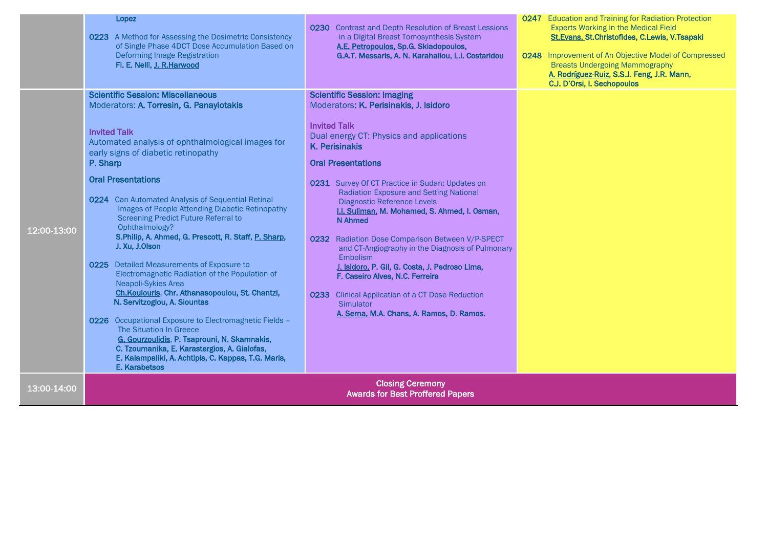| | | | |
|---|---|---|---|
| | Lopez<br><br>**O223** A Method for Assessing the Dosimetric Consistency of Single Phase 4DCT Dose Accumulation Based on Deforming Image Registration<br>**Fl. E. Nelli, J. R.Harwood** | **O230** Contrast and Depth Resolution of Breast Lessions in a Digital Breast Tomosynthesis System<br>**A.E. Petropoulos, Sp.G. Skiadopoulos, G.A.T. Messaris, A. N. Karahaliou, L.I. Costaridou** | **O247** Education and Training for Radiation Protection Experts Working in the Medical Field<br>**St.Evans, St.Christofides, C.Lewis, V.Tsapaki**<br><br>**O248** Improvement of An Objective Model of Compressed Breasts Undergoing Mammography<br>**A. Rodríguez-Ruiz, S.S.J. Feng, J.R. Mann, C.J. D'Orsi, I. Sechopoulos** |
| 12:00-13:00 | **Scientific Session: Miscellaneous**<br>Moderators: **A. Torresin, G. Panayiotakis**<br><br>**Invited Talk**<br>Automated analysis of ophthalmological images for early signs of diabetic retinopathy<br>**P. Sharp**<br><br>**Oral Presentations**<br><br>**O224** Can Automated Analysis of Sequential Retinal Images of People Attending Diabetic Retinopathy Screening Predict Future Referral to Ophthalmology?<br>**S.Philip, A. Ahmed, G. Prescott, R. Staff, P. Sharp, J. Xu, J.Olson**<br><br>**O225** Detailed Measurements of Exposure to Electromagnetic Radiation of the Population of Neapoli-Sykies Area<br>**Ch.Koulouris, Chr. Athanasopoulou, St. Chantzi, N. Servitzoglou, A. Siountas**<br><br>**O226** Occupational Exposure to Electromagnetic Fields – The Situation In Greece<br>**G. Gourzoulidis, P. Tsaprouni, N. Skamnakis, C. Tzoumanika, E. Karastergios, A. Gialofas, E. Kalampaliki, A. Achtipis, C. Kappas, T.G. Maris, E. Karabetsos** | **Scientific Session: Imaging**<br>Moderators: **K. Perisinakis, J. Isidoro**<br><br>**Invited Talk**<br>Dual energy CT: Physics and applications<br>**K. Perisinakis**<br><br>**Oral Presentations**<br><br>**O231** Survey Of CT Practice in Sudan: Updates on Radiation Exposure and Setting National Diagnostic Reference Levels<br>**I.I. Suliman, M. Mohamed, S. Ahmed, I. Osman, N Ahmed**<br><br>**O232** Radiation Dose Comparison Between V/P-SPECT and CT-Angiography in the Diagnosis of Pulmonary Embolism<br>**J. Isidoro, P. Gil, G. Costa, J. Pedroso Lima, F. Caseiro Alves, N.C. Ferreira**<br><br>**O233** Clinical Application of a CT Dose Reduction Simulator<br>**A. Serna, M.A. Chans, A. Ramos, D. Ramos.** | |
| 13:00-14:00 | **Closing Ceremony**<br>**Awards for Best Proffered Papers** | | |